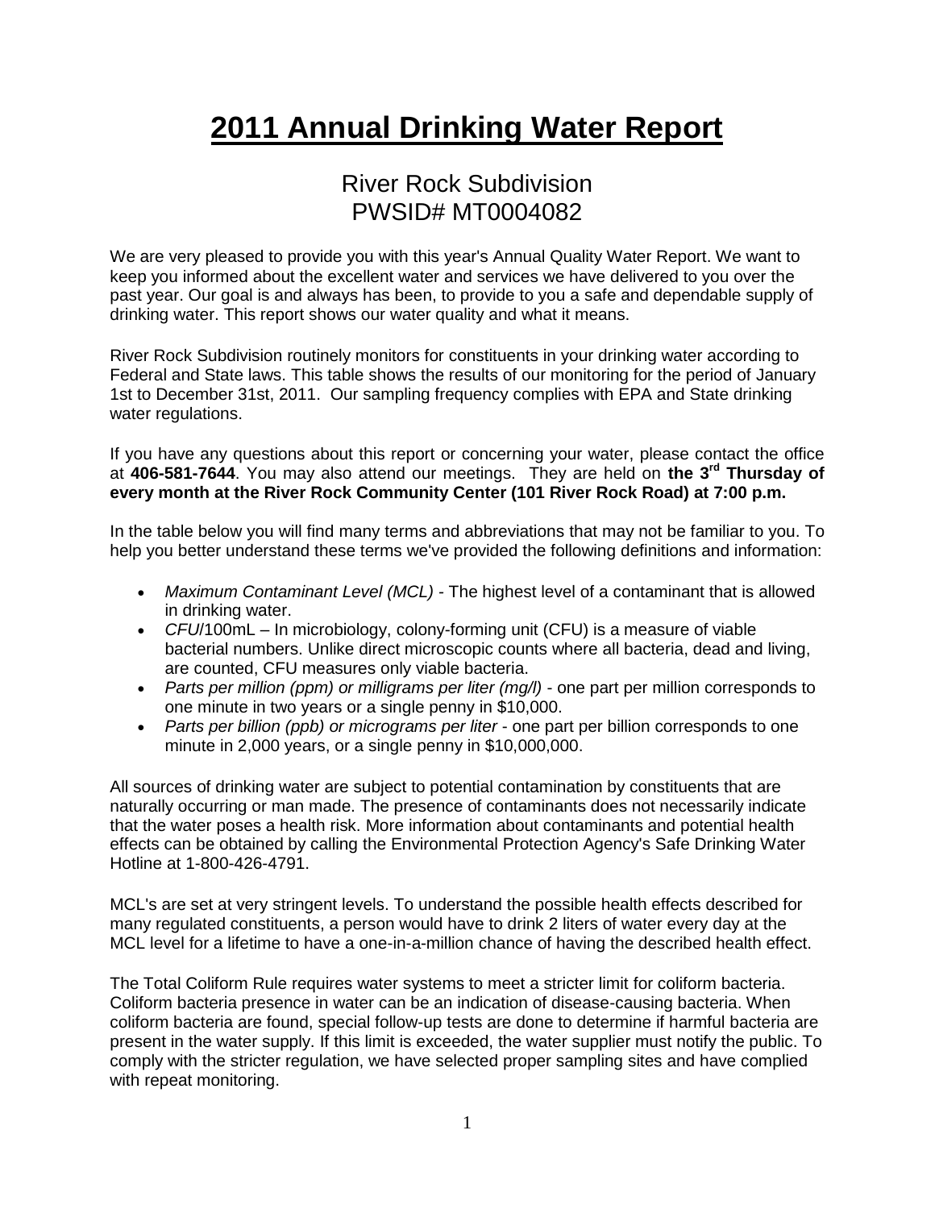# 2011 Annual Drinking Water Report

## River Rock Subdivision
## PWSID# MT0004082

We are very pleased to provide you with this year's Annual Quality Water Report. We want to keep you informed about the excellent water and services we have delivered to you over the past year. Our goal is and always has been, to provide to you a safe and dependable supply of drinking water. This report shows our water quality and what it means.

River Rock Subdivision routinely monitors for constituents in your drinking water according to Federal and State laws. This table shows the results of our monitoring for the period of January 1st to December 31st, 2011. Our sampling frequency complies with EPA and State drinking water regulations.

If you have any questions about this report or concerning your water, please contact the office at **406-581-7644**. You may also attend our meetings. They are held on **the 3rd Thursday of every month at the River Rock Community Center (101 River Rock Road) at 7:00 p.m.**

In the table below you will find many terms and abbreviations that may not be familiar to you. To help you better understand these terms we've provided the following definitions and information:

- *Maximum Contaminant Level (MCL)* - The highest level of a contaminant that is allowed in drinking water.
- *CFU*/100mL – In microbiology, colony-forming unit (CFU) is a measure of viable bacterial numbers. Unlike direct microscopic counts where all bacteria, dead and living, are counted, CFU measures only viable bacteria.
- *Parts per million (ppm) or milligrams per liter (mg/l)* - one part per million corresponds to one minute in two years or a single penny in $10,000.
- *Parts per billion (ppb) or micrograms per liter* - one part per billion corresponds to one minute in 2,000 years, or a single penny in $10,000,000.

All sources of drinking water are subject to potential contamination by constituents that are naturally occurring or man made. The presence of contaminants does not necessarily indicate that the water poses a health risk. More information about contaminants and potential health effects can be obtained by calling the Environmental Protection Agency's Safe Drinking Water Hotline at 1-800-426-4791.

MCL's are set at very stringent levels. To understand the possible health effects described for many regulated constituents, a person would have to drink 2 liters of water every day at the MCL level for a lifetime to have a one-in-a-million chance of having the described health effect.

The Total Coliform Rule requires water systems to meet a stricter limit for coliform bacteria. Coliform bacteria presence in water can be an indication of disease-causing bacteria. When coliform bacteria are found, special follow-up tests are done to determine if harmful bacteria are present in the water supply. If this limit is exceeded, the water supplier must notify the public. To comply with the stricter regulation, we have selected proper sampling sites and have complied with repeat monitoring.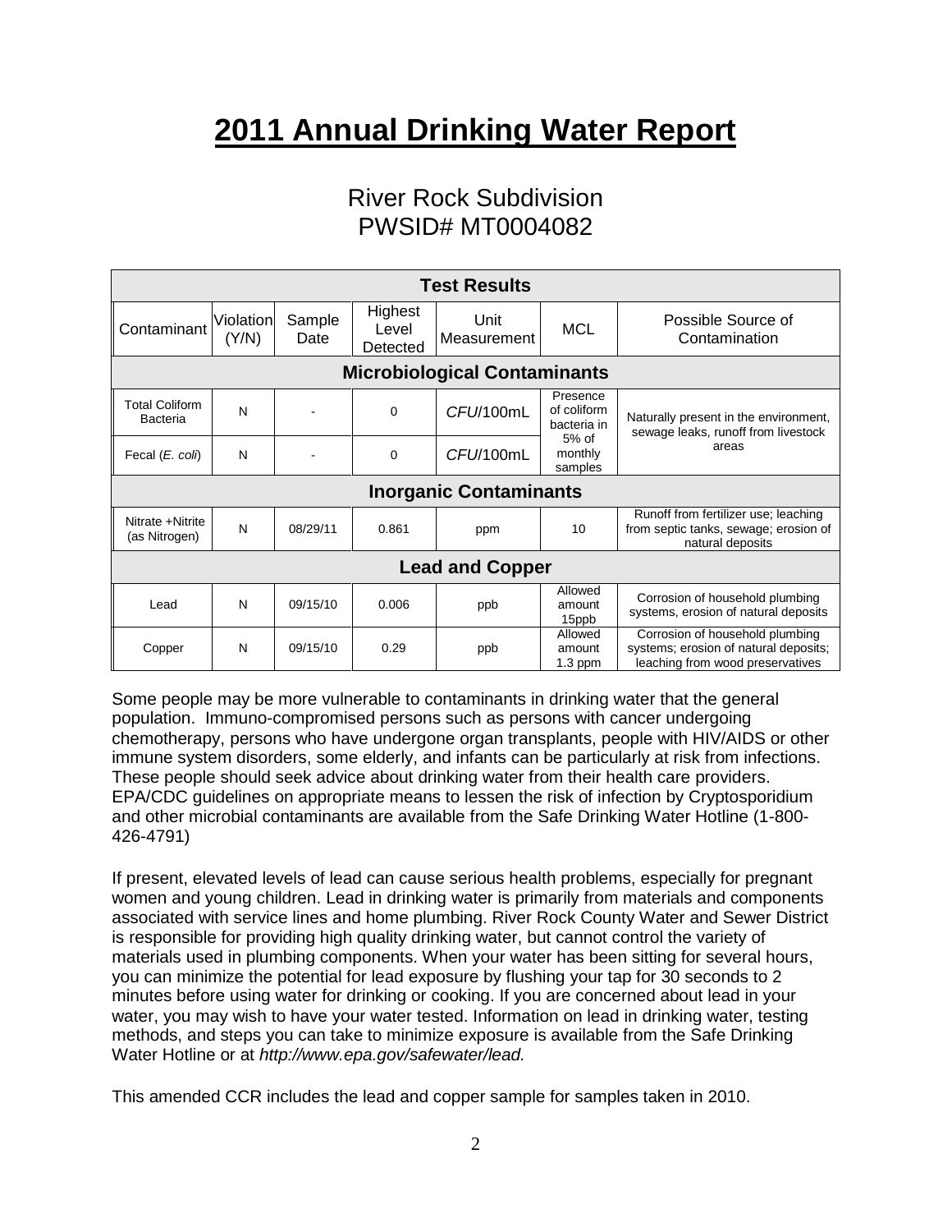# 2011 Annual Drinking Water Report

## River Rock Subdivision
## PWSID# MT0004082

| Test Results | | | | | | |
|---|---|---|---|---|---|---|
| Contaminant | Violation (Y/N) | Sample Date | Highest Level Detected | Unit Measurement | MCL | Possible Source of Contamination |
| **Microbiological Contaminants** | | | | | | |
| Total Coliform Bacteria | N | - | 0 | *CFU*/100mL | Presence of coliform bacteria in 5% of monthly samples | Naturally present in the environment, sewage leaks, runoff from livestock areas |
| Fecal (*E. coli*) | N | - | 0 | *CFU*/100mL | | |
| **Inorganic Contaminants** | | | | | | |
| Nitrate +Nitrite (as Nitrogen) | N | 08/29/11 | 0.861 | ppm | 10 | Runoff from fertilizer use; leaching from septic tanks, sewage; erosion of natural deposits |
| **Lead and Copper** | | | | | | |
| Lead | N | 09/15/10 | 0.006 | ppb | Allowed amount 15ppb | Corrosion of household plumbing systems, erosion of natural deposits |
| Copper | N | 09/15/10 | 0.29 | ppb | Allowed amount 1.3 ppm | Corrosion of household plumbing systems; erosion of natural deposits; leaching from wood preservatives |

Some people may be more vulnerable to contaminants in drinking water that the general population. Immuno-compromised persons such as persons with cancer undergoing chemotherapy, persons who have undergone organ transplants, people with HIV/AIDS or other immune system disorders, some elderly, and infants can be particularly at risk from infections. These people should seek advice about drinking water from their health care providers. EPA/CDC guidelines on appropriate means to lessen the risk of infection by Cryptosporidium and other microbial contaminants are available from the Safe Drinking Water Hotline (1-800-426-4791)

If present, elevated levels of lead can cause serious health problems, especially for pregnant women and young children. Lead in drinking water is primarily from materials and components associated with service lines and home plumbing. River Rock County Water and Sewer District is responsible for providing high quality drinking water, but cannot control the variety of materials used in plumbing components. When your water has been sitting for several hours, you can minimize the potential for lead exposure by flushing your tap for 30 seconds to 2 minutes before using water for drinking or cooking. If you are concerned about lead in your water, you may wish to have your water tested. Information on lead in drinking water, testing methods, and steps you can take to minimize exposure is available from the Safe Drinking Water Hotline or at *http://www.epa.gov/safewater/lead.*

This amended CCR includes the lead and copper sample for samples taken in 2010.